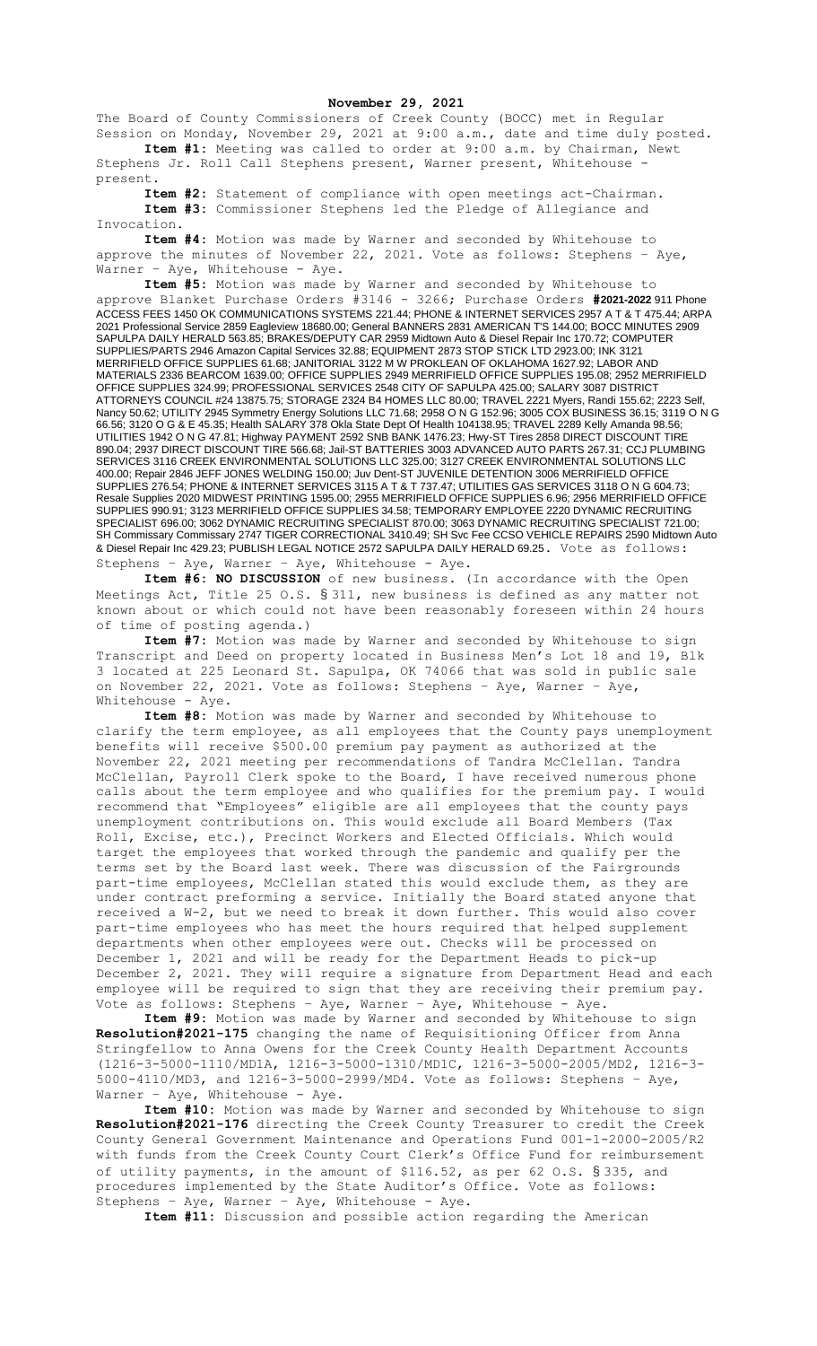**November 29, 2021**

The Board of County Commissioners of Creek County (BOCC) met in Regular Session on Monday, November 29, 2021 at 9:00 a.m., date and time duly posted.

**Item #1:** Meeting was called to order at 9:00 a.m. by Chairman, Newt Stephens Jr. Roll Call Stephens present, Warner present, Whitehouse - present.

**Item #2:** Statement of compliance with open meetings act-Chairman.

**Item #3:** Commissioner Stephens led the Pledge of Allegiance and Invocation.

**Item #4:** Motion was made by Warner and seconded by Whitehouse to approve the minutes of November 22, 2021. Vote as follows: Stephens – Aye, Warner – Aye, Whitehouse - Aye.

**Item #5:** Motion was made by Warner and seconded by Whitehouse to approve Blanket Purchase Orders #3146 - 3266; Purchase Orders **#2021-2022** 911 Phone ACCESS FEES 1450 OK COMMUNICATIONS SYSTEMS 221.44; PHONE & INTERNET SERVICES 2957 A T & T 475.44; ARPA 2021 Professional Service 2859 Eagleview 18680.00; General BANNERS 2831 AMERICAN T'S 144.00; BOCC MINUTES 2909 SAPULPA DAILY HERALD 563.85; BRAKES/DEPUTY CAR 2959 Midtown Auto & Diesel Repair Inc 170.72; COMPUTER SUPPLIES/PARTS 2946 Amazon Capital Services 32.88; EQUIPMENT 2873 STOP STICK LTD 2923.00; INK 3121 MERRIFIELD OFFICE SUPPLIES 61.68; JANITORIAL 3122 M W PROKLEAN OF OKLAHOMA 1627.92; LABOR AND MATERIALS 2336 BEARCOM 1639.00; OFFICE SUPPLIES 2949 MERRIFIELD OFFICE SUPPLIES 195.08; 2952 MERRIFIELD OFFICE SUPPLIES 324.99; PROFESSIONAL SERVICES 2548 CITY OF SAPULPA 425.00; SALARY 3087 DISTRICT ATTORNEYS COUNCIL #24 13875.75; STORAGE 2324 B4 HOMES LLC 80.00; TRAVEL 2221 Myers, Randi 155.62; 2223 Self, Nancy 50.62; UTILITY 2945 Symmetry Energy Solutions LLC 71.68; 2958 O N G 152.96; 3005 COX BUSINESS 36.15; 3119 O N G 66.56; 3120 O G & E 45.35; Health SALARY 378 Okla State Dept Of Health 104138.95; TRAVEL 2289 Kelly Amanda 98.56; UTILITIES 1942 O N G 47.81; Highway PAYMENT 2592 SNB BANK 1476.23; Hwy-ST Tires 2858 DIRECT DISCOUNT TIRE 890.04; 2937 DIRECT DISCOUNT TIRE 566.68; Jail-ST BATTERIES 3003 ADVANCED AUTO PARTS 267.31; CCJ PLUMBING SERVICES 3116 CREEK ENVIRONMENTAL SOLUTIONS LLC 325.00; 3127 CREEK ENVIRONMENTAL SOLUTIONS LLC 400.00; Repair 2846 JEFF JONES WELDING 150.00; Juv Dent-ST JUVENILE DETENTION 3006 MERRIFIELD OFFICE SUPPLIES 276.54; PHONE & INTERNET SERVICES 3115 A T & T 737.47; UTILITIES GAS SERVICES 3118 O N G 604.73; Resale Supplies 2020 MIDWEST PRINTING 1595.00; 2955 MERRIFIELD OFFICE SUPPLIES 6.96; 2956 MERRIFIELD OFFICE SUPPLIES 990.91; 3123 MERRIFIELD OFFICE SUPPLIES 34.58; TEMPORARY EMPLOYEE 2220 DYNAMIC RECRUITING SPECIALIST 696.00; 3062 DYNAMIC RECRUITING SPECIALIST 870.00; 3063 DYNAMIC RECRUITING SPECIALIST 721.00; SH Commissary Commissary 2747 TIGER CORRECTIONAL 3410.49; SH Svc Fee CCSO VEHICLE REPAIRS 2590 Midtown Auto & Diesel Repair Inc 429.23; PUBLISH LEGAL NOTICE 2572 SAPULPA DAILY HERALD 69.25. Vote as follows: Stephens – Aye, Warner – Aye, Whitehouse - Aye.

**Item #6: NO DISCUSSION** of new business. (In accordance with the Open Meetings Act, Title 25 O.S. § 311, new business is defined as any matter not known about or which could not have been reasonably foreseen within 24 hours of time of posting agenda.)

**Item #7:** Motion was made by Warner and seconded by Whitehouse to sign Transcript and Deed on property located in Business Men's Lot 18 and 19, Blk 3 located at 225 Leonard St. Sapulpa, OK 74066 that was sold in public sale on November 22, 2021. Vote as follows: Stephens – Aye, Warner – Aye, Whitehouse - Aye.

**Item #8:** Motion was made by Warner and seconded by Whitehouse to clarify the term employee, as all employees that the County pays unemployment benefits will receive $500.00 premium pay payment as authorized at the November 22, 2021 meeting per recommendations of Tandra McClellan. Tandra McClellan, Payroll Clerk spoke to the Board, I have received numerous phone calls about the term employee and who qualifies for the premium pay. I would recommend that "Employees" eligible are all employees that the county pays unemployment contributions on. This would exclude all Board Members (Tax Roll, Excise, etc.), Precinct Workers and Elected Officials. Which would target the employees that worked through the pandemic and qualify per the terms set by the Board last week. There was discussion of the Fairgrounds part-time employees, McClellan stated this would exclude them, as they are under contract preforming a service. Initially the Board stated anyone that received a W-2, but we need to break it down further. This would also cover part-time employees who has meet the hours required that helped supplement departments when other employees were out. Checks will be processed on December 1, 2021 and will be ready for the Department Heads to pick-up December 2, 2021. They will require a signature from Department Head and each employee will be required to sign that they are receiving their premium pay. Vote as follows: Stephens – Aye, Warner – Aye, Whitehouse - Aye.

**Item #9:** Motion was made by Warner and seconded by Whitehouse to sign **Resolution#2021-175** changing the name of Requisitioning Officer from Anna Stringfellow to Anna Owens for the Creek County Health Department Accounts (1216-3-5000-1110/MD1A, 1216-3-5000-1310/MD1C, 1216-3-5000-2005/MD2, 1216-3-5000-4110/MD3, and 1216-3-5000-2999/MD4. Vote as follows: Stephens – Aye, Warner – Aye, Whitehouse - Aye.

**Item #10:** Motion was made by Warner and seconded by Whitehouse to sign **Resolution#2021-176** directing the Creek County Treasurer to credit the Creek County General Government Maintenance and Operations Fund 001-1-2000-2005/R2 with funds from the Creek County Court Clerk's Office Fund for reimbursement of utility payments, in the amount of $116.52, as per 62 O.S. § 335, and procedures implemented by the State Auditor's Office. Vote as follows: Stephens – Aye, Warner – Aye, Whitehouse - Aye.

**Item #11:** Discussion and possible action regarding the American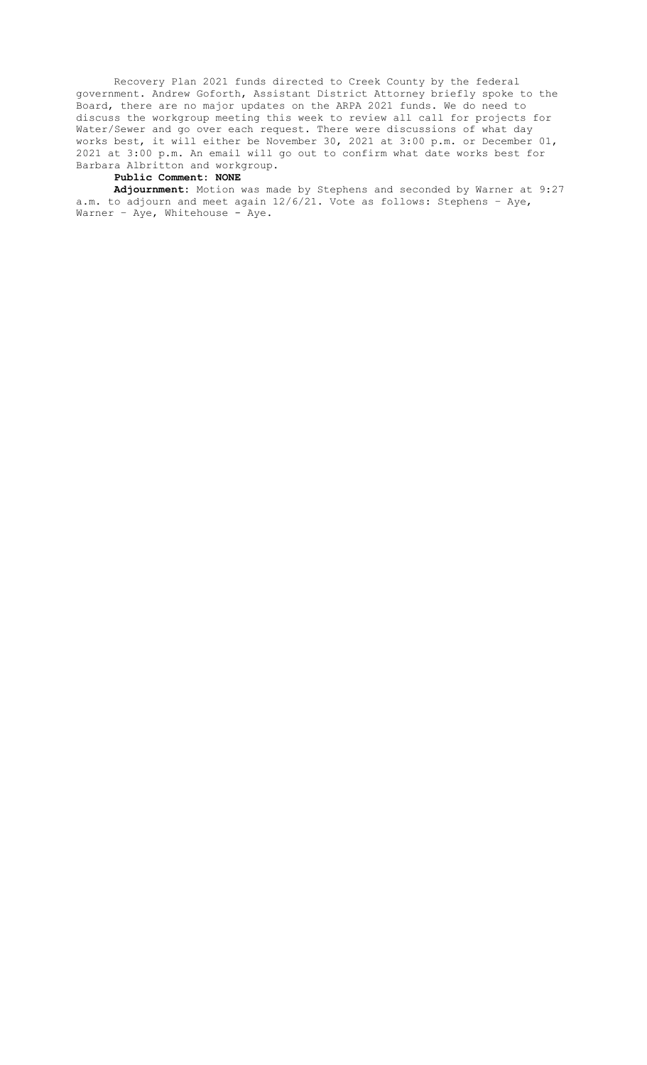Recovery Plan 2021 funds directed to Creek County by the federal government. Andrew Goforth, Assistant District Attorney briefly spoke to the Board, there are no major updates on the ARPA 2021 funds. We do need to discuss the workgroup meeting this week to review all call for projects for Water/Sewer and go over each request. There were discussions of what day works best, it will either be November 30, 2021 at 3:00 p.m. or December 01, 2021 at 3:00 p.m. An email will go out to confirm what date works best for Barbara Albritton and workgroup.

**Public Comment: NONE**

**Adjournment:** Motion was made by Stephens and seconded by Warner at 9:27 a.m. to adjourn and meet again 12/6/21. Vote as follows: Stephens – Aye, Warner – Aye, Whitehouse - Aye.